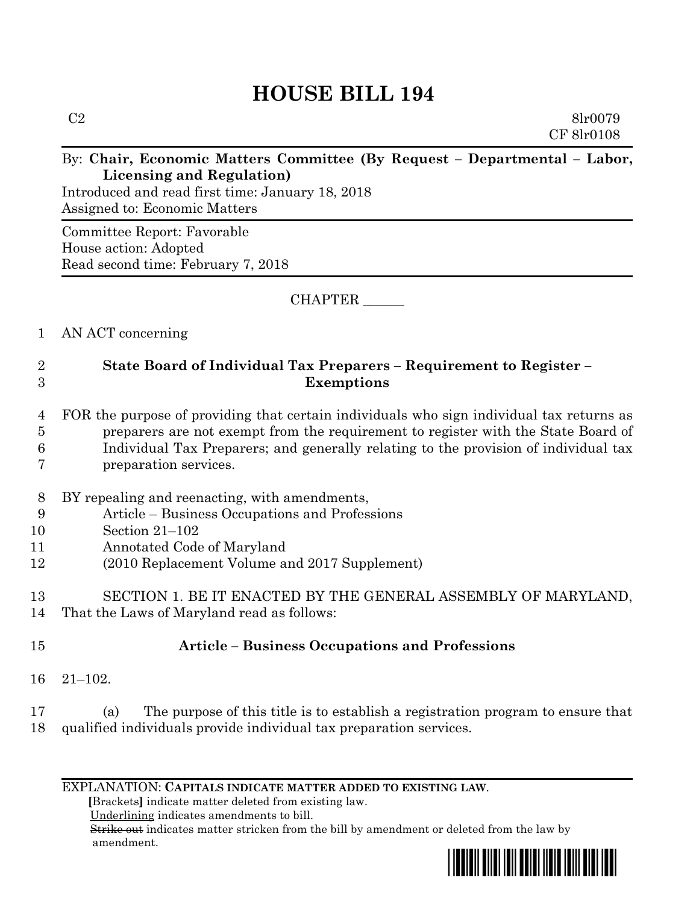# HOUSE BILL 194

C2 8lr0079
CF 8lr0108

By: **Chair, Economic Matters Committee (By Request – Departmental – Labor, Licensing and Regulation)**
Introduced and read first time: January 18, 2018
Assigned to: Economic Matters

Committee Report: Favorable
House action: Adopted
Read second time: February 7, 2018

CHAPTER ______

1 AN ACT concerning

2 **State Board of Individual Tax Preparers – Requirement to Register –**
3 **Exemptions**

4 FOR the purpose of providing that certain individuals who sign individual tax returns as
5 preparers are not exempt from the requirement to register with the State Board of
6 Individual Tax Preparers; and generally relating to the provision of individual tax
7 preparation services.

8 BY repealing and reenacting, with amendments,
9 Article – Business Occupations and Professions
10 Section 21–102
11 Annotated Code of Maryland
12 (2010 Replacement Volume and 2017 Supplement)

13 SECTION 1. BE IT ENACTED BY THE GENERAL ASSEMBLY OF MARYLAND,
14 That the Laws of Maryland read as follows:

15 **Article – Business Occupations and Professions**

16 21–102.

17 (a) The purpose of this title is to establish a registration program to ensure that
18 qualified individuals provide individual tax preparation services.

EXPLANATION: **CAPITALS INDICATE MATTER ADDED TO EXISTING LAW.**
**[**Brackets**]** indicate matter deleted from existing law.
Underlining indicates amendments to bill.
~~Strike out~~ indicates matter stricken from the bill by amendment or deleted from the law by amendment.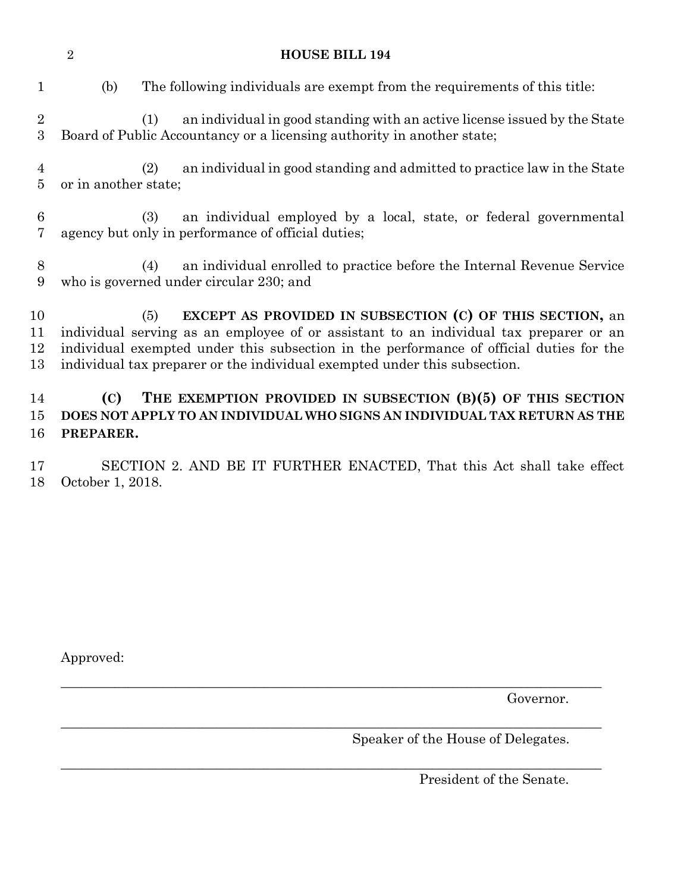(b) The following individuals are exempt from the requirements of this title:

(1) an individual in good standing with an active license issued by the State Board of Public Accountancy or a licensing authority in another state;

(2) an individual in good standing and admitted to practice law in the State or in another state;

(3) an individual employed by a local, state, or federal governmental agency but only in performance of official duties;

(4) an individual enrolled to practice before the Internal Revenue Service who is governed under circular 230; and

(5) **EXCEPT AS PROVIDED IN SUBSECTION (C) OF THIS SECTION,** an individual serving as an employee of or assistant to an individual tax preparer or an individual exempted under this subsection in the performance of official duties for the individual tax preparer or the individual exempted under this subsection.

**(C) THE EXEMPTION PROVIDED IN SUBSECTION (B)(5) OF THIS SECTION DOES NOT APPLY TO AN INDIVIDUAL WHO SIGNS AN INDIVIDUAL TAX RETURN AS THE PREPARER.**

SECTION 2. AND BE IT FURTHER ENACTED, That this Act shall take effect October 1, 2018.

Approved:

_______________________________________________

Governor.

_______________________________________________

Speaker of the House of Delegates.

_______________________________________________

President of the Senate.